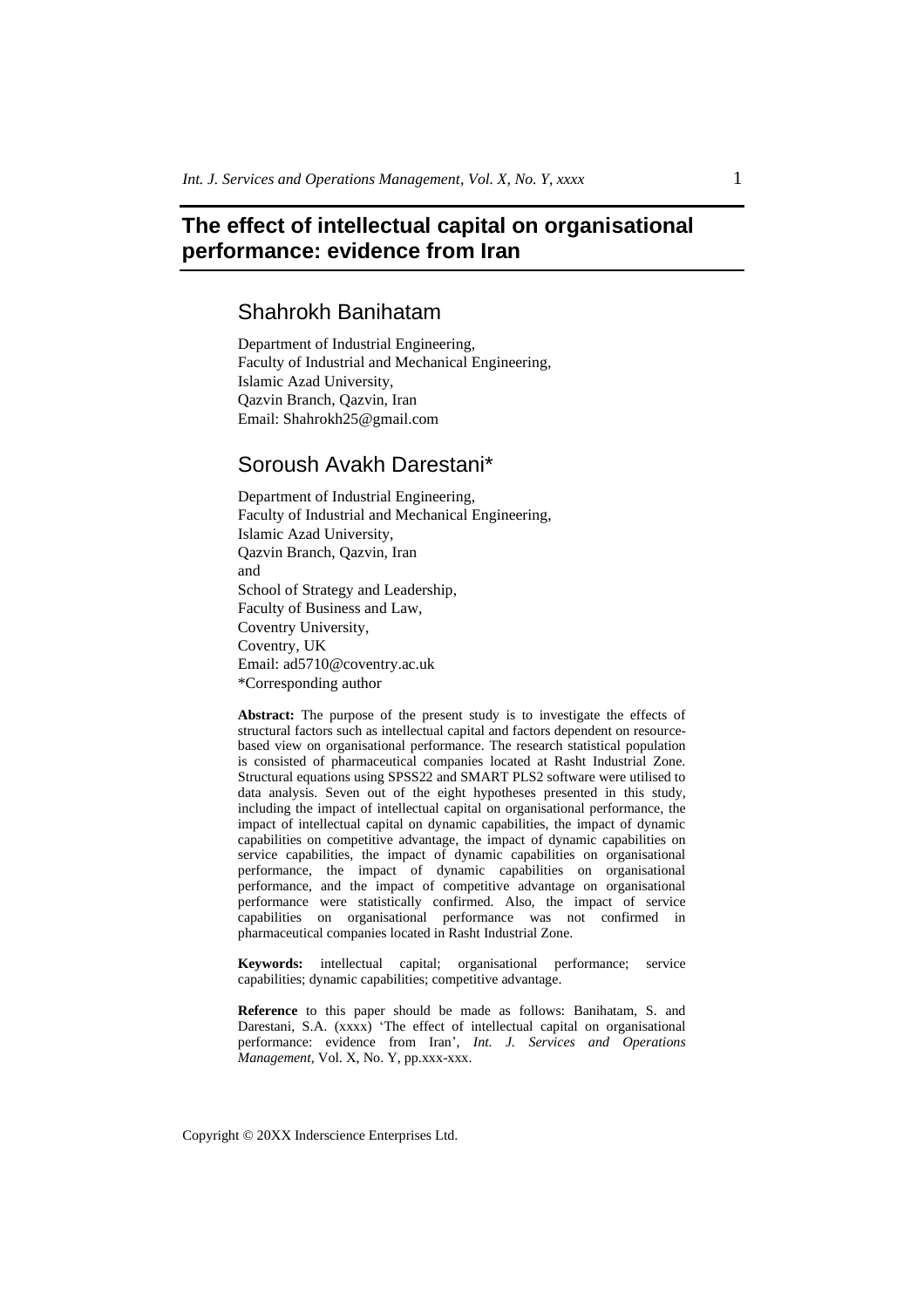# The effect of intellectual capital on organisational performance: evidence from Iran

## Shahrokh Banihatam

Department of Industrial Engineering,
Faculty of Industrial and Mechanical Engineering,
Islamic Azad University,
Qazvin Branch, Qazvin, Iran
Email: Shahrokh25@gmail.com

## Soroush Avakh Darestani*

Department of Industrial Engineering,
Faculty of Industrial and Mechanical Engineering,
Islamic Azad University,
Qazvin Branch, Qazvin, Iran
and
School of Strategy and Leadership,
Faculty of Business and Law,
Coventry University,
Coventry, UK
Email: ad5710@coventry.ac.uk
*Corresponding author

**Abstract:** The purpose of the present study is to investigate the effects of structural factors such as intellectual capital and factors dependent on resource-based view on organisational performance. The research statistical population is consisted of pharmaceutical companies located at Rasht Industrial Zone. Structural equations using SPSS22 and SMART PLS2 software were utilised to data analysis. Seven out of the eight hypotheses presented in this study, including the impact of intellectual capital on organisational performance, the impact of intellectual capital on dynamic capabilities, the impact of dynamic capabilities on competitive advantage, the impact of dynamic capabilities on service capabilities, the impact of dynamic capabilities on organisational performance, the impact of dynamic capabilities on organisational performance, and the impact of competitive advantage on organisational performance were statistically confirmed. Also, the impact of service capabilities on organisational performance was not confirmed in pharmaceutical companies located in Rasht Industrial Zone.

**Keywords:** intellectual capital; organisational performance; service capabilities; dynamic capabilities; competitive advantage.

**Reference** to this paper should be made as follows: Banihatam, S. and Darestani, S.A. (xxxx) 'The effect of intellectual capital on organisational performance: evidence from Iran', *Int. J. Services and Operations Management*, Vol. X, No. Y, pp.xxx-xxx.

Copyright © 20XX Inderscience Enterprises Ltd.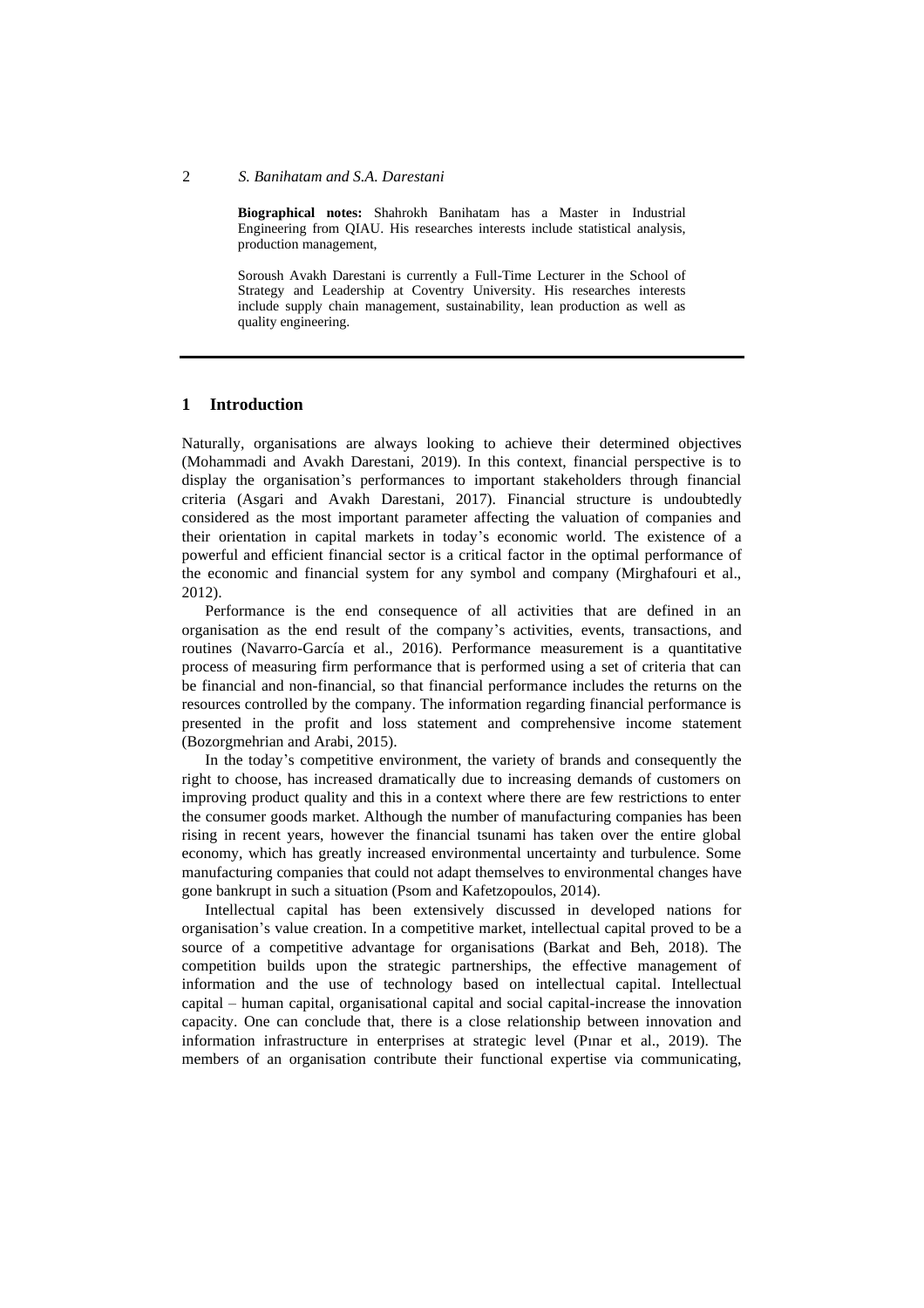**Biographical notes:** Shahrokh Banihatam has a Master in Industrial Engineering from QIAU. His researches interests include statistical analysis, production management,

Soroush Avakh Darestani is currently a Full-Time Lecturer in the School of Strategy and Leadership at Coventry University. His researches interests include supply chain management, sustainability, lean production as well as quality engineering.

## 1 Introduction

Naturally, organisations are always looking to achieve their determined objectives (Mohammadi and Avakh Darestani, 2019). In this context, financial perspective is to display the organisation's performances to important stakeholders through financial criteria (Asgari and Avakh Darestani, 2017). Financial structure is undoubtedly considered as the most important parameter affecting the valuation of companies and their orientation in capital markets in today's economic world. The existence of a powerful and efficient financial sector is a critical factor in the optimal performance of the economic and financial system for any symbol and company (Mirghafouri et al., 2012).

Performance is the end consequence of all activities that are defined in an organisation as the end result of the company's activities, events, transactions, and routines (Navarro-García et al., 2016). Performance measurement is a quantitative process of measuring firm performance that is performed using a set of criteria that can be financial and non-financial, so that financial performance includes the returns on the resources controlled by the company. The information regarding financial performance is presented in the profit and loss statement and comprehensive income statement (Bozorgmehrian and Arabi, 2015).

In the today's competitive environment, the variety of brands and consequently the right to choose, has increased dramatically due to increasing demands of customers on improving product quality and this in a context where there are few restrictions to enter the consumer goods market. Although the number of manufacturing companies has been rising in recent years, however the financial tsunami has taken over the entire global economy, which has greatly increased environmental uncertainty and turbulence. Some manufacturing companies that could not adapt themselves to environmental changes have gone bankrupt in such a situation (Psom and Kafetzopoulos, 2014).

Intellectual capital has been extensively discussed in developed nations for organisation's value creation. In a competitive market, intellectual capital proved to be a source of a competitive advantage for organisations (Barkat and Beh, 2018). The competition builds upon the strategic partnerships, the effective management of information and the use of technology based on intellectual capital. Intellectual capital – human capital, organisational capital and social capital-increase the innovation capacity. One can conclude that, there is a close relationship between innovation and information infrastructure in enterprises at strategic level (Pınar et al., 2019). The members of an organisation contribute their functional expertise via communicating,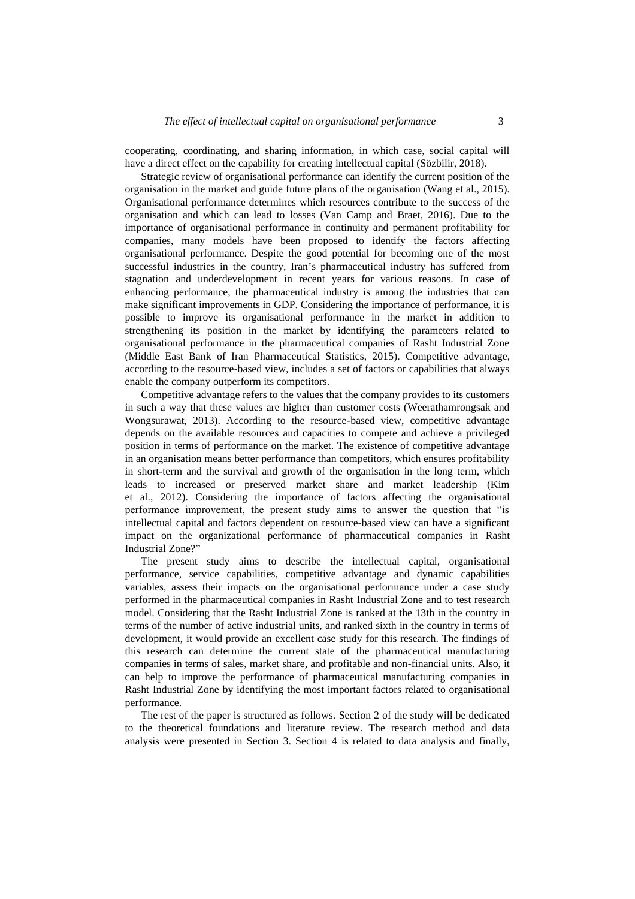cooperating, coordinating, and sharing information, in which case, social capital will have a direct effect on the capability for creating intellectual capital (Sözbilir, 2018).

Strategic review of organisational performance can identify the current position of the organisation in the market and guide future plans of the organisation (Wang et al., 2015). Organisational performance determines which resources contribute to the success of the organisation and which can lead to losses (Van Camp and Braet, 2016). Due to the importance of organisational performance in continuity and permanent profitability for companies, many models have been proposed to identify the factors affecting organisational performance. Despite the good potential for becoming one of the most successful industries in the country, Iran's pharmaceutical industry has suffered from stagnation and underdevelopment in recent years for various reasons. In case of enhancing performance, the pharmaceutical industry is among the industries that can make significant improvements in GDP. Considering the importance of performance, it is possible to improve its organisational performance in the market in addition to strengthening its position in the market by identifying the parameters related to organisational performance in the pharmaceutical companies of Rasht Industrial Zone (Middle East Bank of Iran Pharmaceutical Statistics, 2015). Competitive advantage, according to the resource-based view, includes a set of factors or capabilities that always enable the company outperform its competitors.

Competitive advantage refers to the values that the company provides to its customers in such a way that these values are higher than customer costs (Weerathamrongsak and Wongsurawat, 2013). According to the resource-based view, competitive advantage depends on the available resources and capacities to compete and achieve a privileged position in terms of performance on the market. The existence of competitive advantage in an organisation means better performance than competitors, which ensures profitability in short-term and the survival and growth of the organisation in the long term, which leads to increased or preserved market share and market leadership (Kim et al., 2012). Considering the importance of factors affecting the organisational performance improvement, the present study aims to answer the question that "is intellectual capital and factors dependent on resource-based view can have a significant impact on the organizational performance of pharmaceutical companies in Rasht Industrial Zone?"

The present study aims to describe the intellectual capital, organisational performance, service capabilities, competitive advantage and dynamic capabilities variables, assess their impacts on the organisational performance under a case study performed in the pharmaceutical companies in Rasht Industrial Zone and to test research model. Considering that the Rasht Industrial Zone is ranked at the 13th in the country in terms of the number of active industrial units, and ranked sixth in the country in terms of development, it would provide an excellent case study for this research. The findings of this research can determine the current state of the pharmaceutical manufacturing companies in terms of sales, market share, and profitable and non-financial units. Also, it can help to improve the performance of pharmaceutical manufacturing companies in Rasht Industrial Zone by identifying the most important factors related to organisational performance.

The rest of the paper is structured as follows. Section 2 of the study will be dedicated to the theoretical foundations and literature review. The research method and data analysis were presented in Section 3. Section 4 is related to data analysis and finally,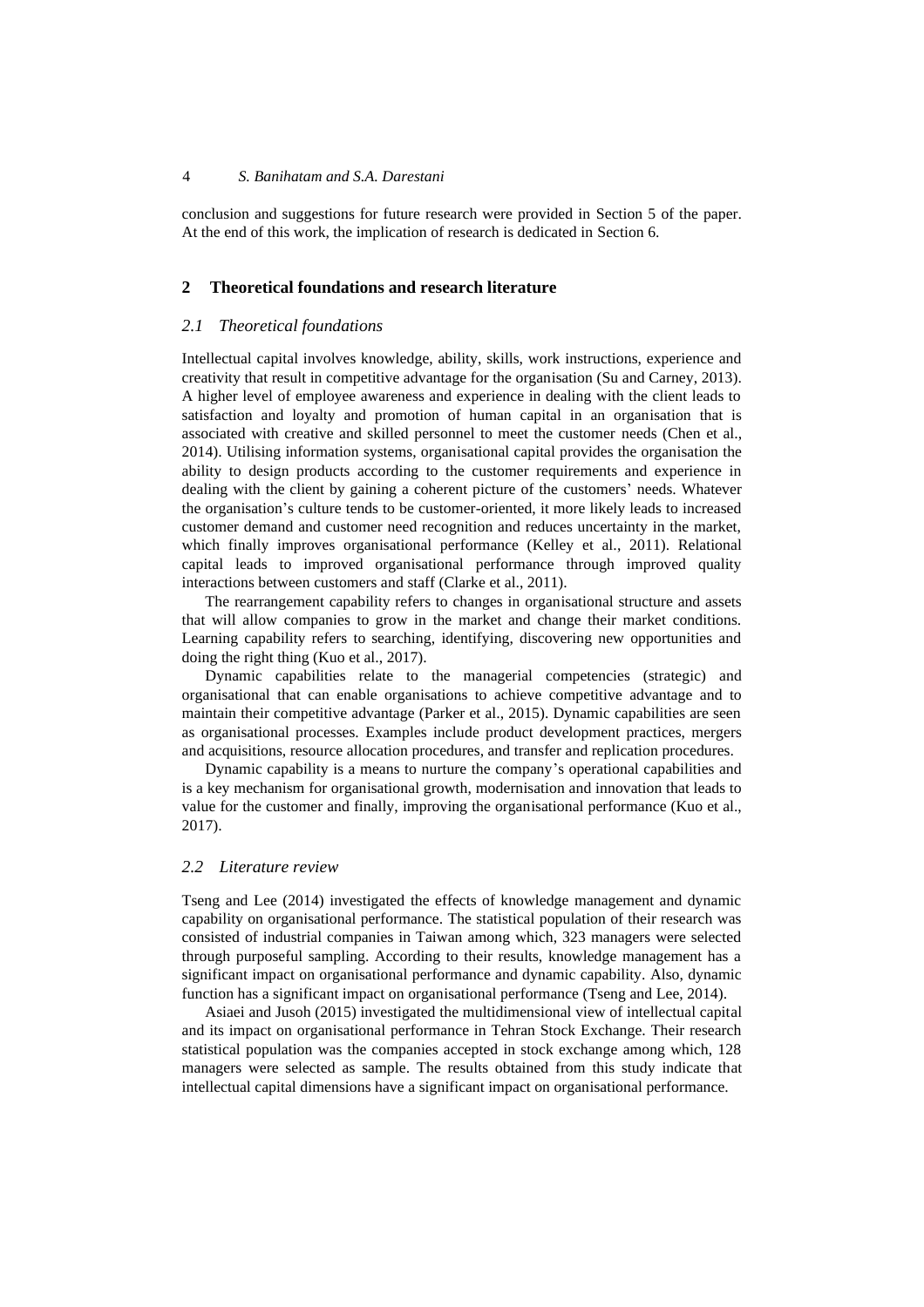conclusion and suggestions for future research were provided in Section 5 of the paper. At the end of this work, the implication of research is dedicated in Section 6.

## 2 Theoretical foundations and research literature

### *2.1 Theoretical foundations*

Intellectual capital involves knowledge, ability, skills, work instructions, experience and creativity that result in competitive advantage for the organisation (Su and Carney, 2013). A higher level of employee awareness and experience in dealing with the client leads to satisfaction and loyalty and promotion of human capital in an organisation that is associated with creative and skilled personnel to meet the customer needs (Chen et al., 2014). Utilising information systems, organisational capital provides the organisation the ability to design products according to the customer requirements and experience in dealing with the client by gaining a coherent picture of the customers' needs. Whatever the organisation's culture tends to be customer-oriented, it more likely leads to increased customer demand and customer need recognition and reduces uncertainty in the market, which finally improves organisational performance (Kelley et al., 2011). Relational capital leads to improved organisational performance through improved quality interactions between customers and staff (Clarke et al., 2011).

The rearrangement capability refers to changes in organisational structure and assets that will allow companies to grow in the market and change their market conditions. Learning capability refers to searching, identifying, discovering new opportunities and doing the right thing (Kuo et al., 2017).

Dynamic capabilities relate to the managerial competencies (strategic) and organisational that can enable organisations to achieve competitive advantage and to maintain their competitive advantage (Parker et al., 2015). Dynamic capabilities are seen as organisational processes. Examples include product development practices, mergers and acquisitions, resource allocation procedures, and transfer and replication procedures.

Dynamic capability is a means to nurture the company's operational capabilities and is a key mechanism for organisational growth, modernisation and innovation that leads to value for the customer and finally, improving the organisational performance (Kuo et al., 2017).

### *2.2 Literature review*

Tseng and Lee (2014) investigated the effects of knowledge management and dynamic capability on organisational performance. The statistical population of their research was consisted of industrial companies in Taiwan among which, 323 managers were selected through purposeful sampling. According to their results, knowledge management has a significant impact on organisational performance and dynamic capability. Also, dynamic function has a significant impact on organisational performance (Tseng and Lee, 2014).

Asiaei and Jusoh (2015) investigated the multidimensional view of intellectual capital and its impact on organisational performance in Tehran Stock Exchange. Their research statistical population was the companies accepted in stock exchange among which, 128 managers were selected as sample. The results obtained from this study indicate that intellectual capital dimensions have a significant impact on organisational performance.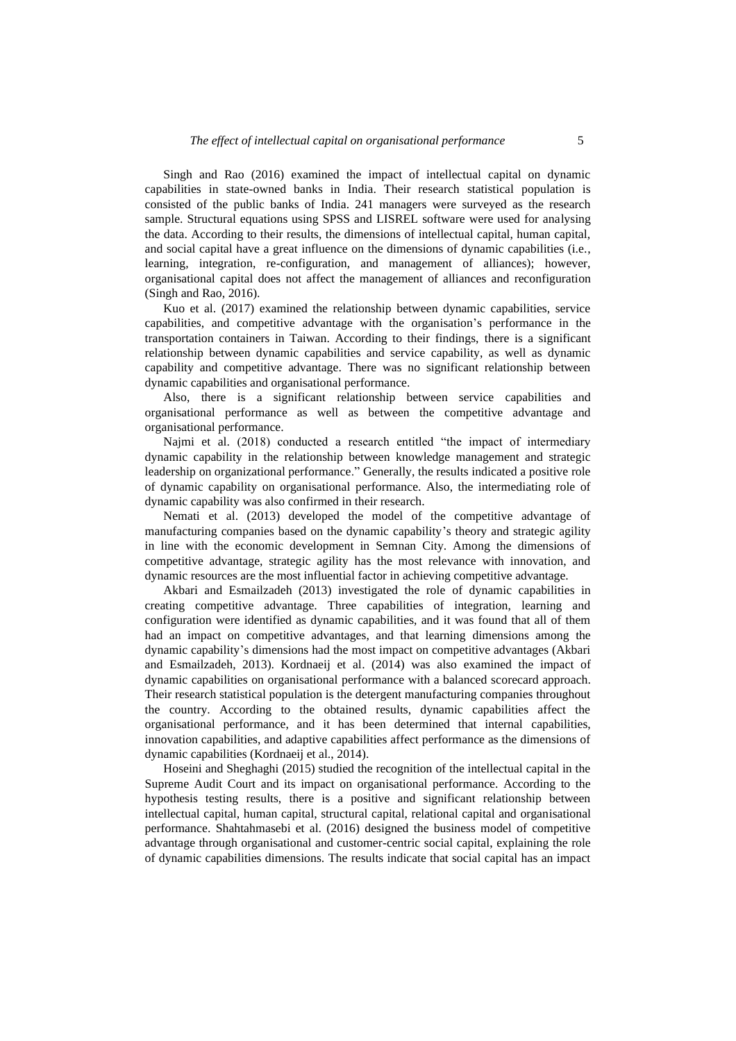Singh and Rao (2016) examined the impact of intellectual capital on dynamic capabilities in state-owned banks in India. Their research statistical population is consisted of the public banks of India. 241 managers were surveyed as the research sample. Structural equations using SPSS and LISREL software were used for analysing the data. According to their results, the dimensions of intellectual capital, human capital, and social capital have a great influence on the dimensions of dynamic capabilities (i.e., learning, integration, re-configuration, and management of alliances); however, organisational capital does not affect the management of alliances and reconfiguration (Singh and Rao, 2016).

Kuo et al. (2017) examined the relationship between dynamic capabilities, service capabilities, and competitive advantage with the organisation's performance in the transportation containers in Taiwan. According to their findings, there is a significant relationship between dynamic capabilities and service capability, as well as dynamic capability and competitive advantage. There was no significant relationship between dynamic capabilities and organisational performance.

Also, there is a significant relationship between service capabilities and organisational performance as well as between the competitive advantage and organisational performance.

Najmi et al. (2018) conducted a research entitled "the impact of intermediary dynamic capability in the relationship between knowledge management and strategic leadership on organizational performance." Generally, the results indicated a positive role of dynamic capability on organisational performance. Also, the intermediating role of dynamic capability was also confirmed in their research.

Nemati et al. (2013) developed the model of the competitive advantage of manufacturing companies based on the dynamic capability's theory and strategic agility in line with the economic development in Semnan City. Among the dimensions of competitive advantage, strategic agility has the most relevance with innovation, and dynamic resources are the most influential factor in achieving competitive advantage.

Akbari and Esmailzadeh (2013) investigated the role of dynamic capabilities in creating competitive advantage. Three capabilities of integration, learning and configuration were identified as dynamic capabilities, and it was found that all of them had an impact on competitive advantages, and that learning dimensions among the dynamic capability's dimensions had the most impact on competitive advantages (Akbari and Esmailzadeh, 2013). Kordnaeij et al. (2014) was also examined the impact of dynamic capabilities on organisational performance with a balanced scorecard approach. Their research statistical population is the detergent manufacturing companies throughout the country. According to the obtained results, dynamic capabilities affect the organisational performance, and it has been determined that internal capabilities, innovation capabilities, and adaptive capabilities affect performance as the dimensions of dynamic capabilities (Kordnaeij et al., 2014).

Hoseini and Sheghaghi (2015) studied the recognition of the intellectual capital in the Supreme Audit Court and its impact on organisational performance. According to the hypothesis testing results, there is a positive and significant relationship between intellectual capital, human capital, structural capital, relational capital and organisational performance. Shahtahmasebi et al. (2016) designed the business model of competitive advantage through organisational and customer-centric social capital, explaining the role of dynamic capabilities dimensions. The results indicate that social capital has an impact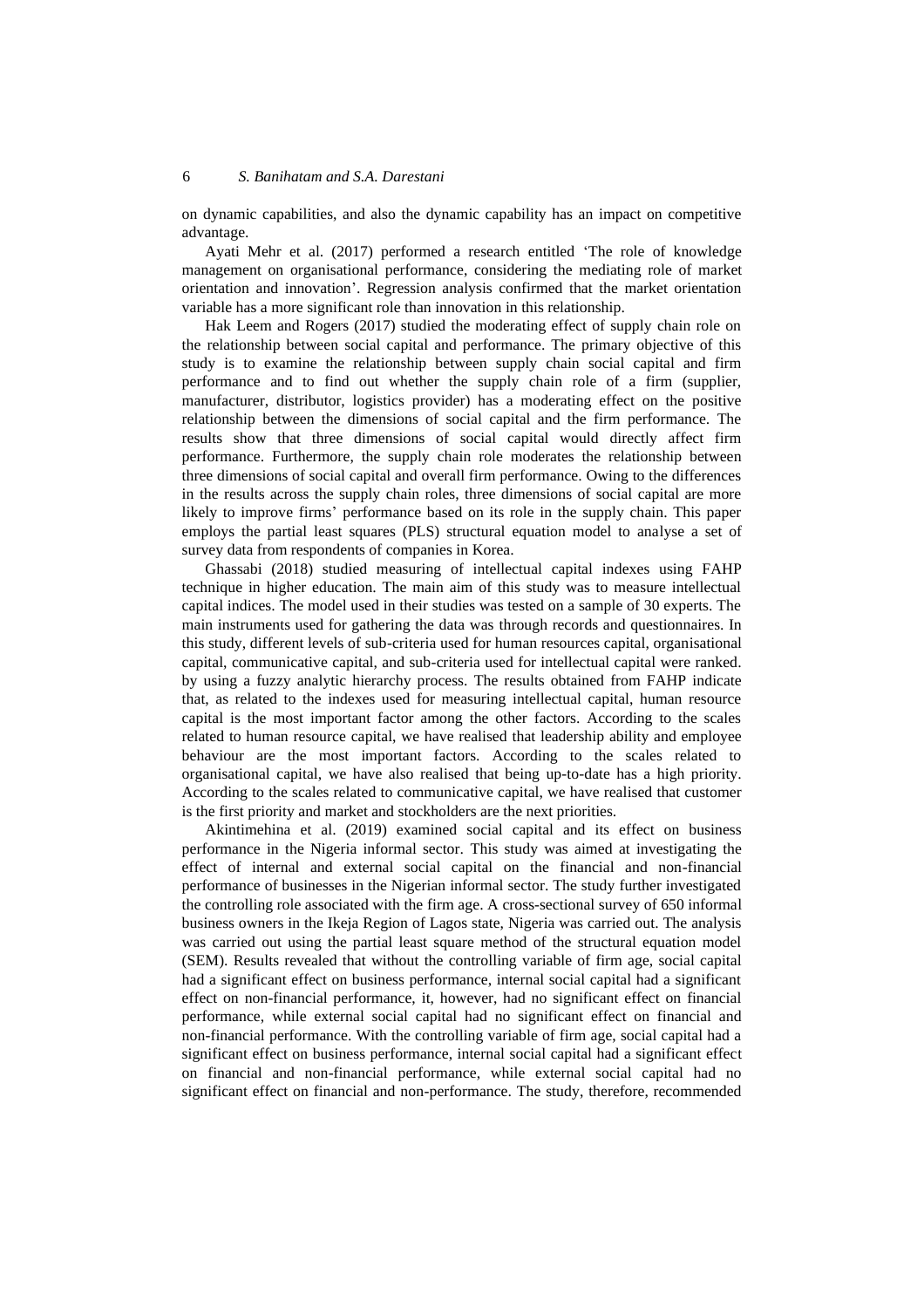on dynamic capabilities, and also the dynamic capability has an impact on competitive advantage.

Ayati Mehr et al. (2017) performed a research entitled 'The role of knowledge management on organisational performance, considering the mediating role of market orientation and innovation'. Regression analysis confirmed that the market orientation variable has a more significant role than innovation in this relationship.

Hak Leem and Rogers (2017) studied the moderating effect of supply chain role on the relationship between social capital and performance. The primary objective of this study is to examine the relationship between supply chain social capital and firm performance and to find out whether the supply chain role of a firm (supplier, manufacturer, distributor, logistics provider) has a moderating effect on the positive relationship between the dimensions of social capital and the firm performance. The results show that three dimensions of social capital would directly affect firm performance. Furthermore, the supply chain role moderates the relationship between three dimensions of social capital and overall firm performance. Owing to the differences in the results across the supply chain roles, three dimensions of social capital are more likely to improve firms' performance based on its role in the supply chain. This paper employs the partial least squares (PLS) structural equation model to analyse a set of survey data from respondents of companies in Korea.

Ghassabi (2018) studied measuring of intellectual capital indexes using FAHP technique in higher education. The main aim of this study was to measure intellectual capital indices. The model used in their studies was tested on a sample of 30 experts. The main instruments used for gathering the data was through records and questionnaires. In this study, different levels of sub-criteria used for human resources capital, organisational capital, communicative capital, and sub-criteria used for intellectual capital were ranked. by using a fuzzy analytic hierarchy process. The results obtained from FAHP indicate that, as related to the indexes used for measuring intellectual capital, human resource capital is the most important factor among the other factors. According to the scales related to human resource capital, we have realised that leadership ability and employee behaviour are the most important factors. According to the scales related to organisational capital, we have also realised that being up-to-date has a high priority. According to the scales related to communicative capital, we have realised that customer is the first priority and market and stockholders are the next priorities.

Akintimehina et al. (2019) examined social capital and its effect on business performance in the Nigeria informal sector. This study was aimed at investigating the effect of internal and external social capital on the financial and non-financial performance of businesses in the Nigerian informal sector. The study further investigated the controlling role associated with the firm age. A cross-sectional survey of 650 informal business owners in the Ikeja Region of Lagos state, Nigeria was carried out. The analysis was carried out using the partial least square method of the structural equation model (SEM). Results revealed that without the controlling variable of firm age, social capital had a significant effect on business performance, internal social capital had a significant effect on non-financial performance, it, however, had no significant effect on financial performance, while external social capital had no significant effect on financial and non-financial performance. With the controlling variable of firm age, social capital had a significant effect on business performance, internal social capital had a significant effect on financial and non-financial performance, while external social capital had no significant effect on financial and non-performance. The study, therefore, recommended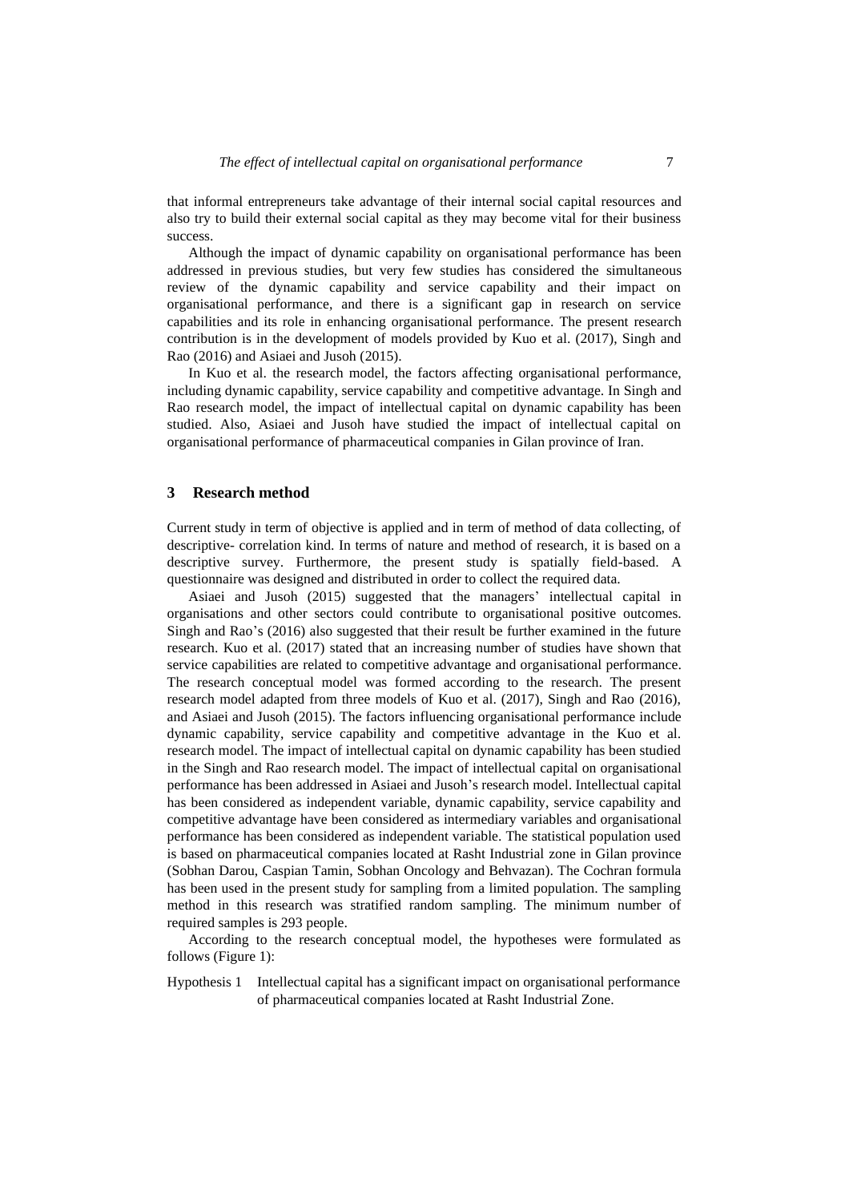that informal entrepreneurs take advantage of their internal social capital resources and also try to build their external social capital as they may become vital for their business success.

Although the impact of dynamic capability on organisational performance has been addressed in previous studies, but very few studies has considered the simultaneous review of the dynamic capability and service capability and their impact on organisational performance, and there is a significant gap in research on service capabilities and its role in enhancing organisational performance. The present research contribution is in the development of models provided by Kuo et al. (2017), Singh and Rao (2016) and Asiaei and Jusoh (2015).

In Kuo et al. the research model, the factors affecting organisational performance, including dynamic capability, service capability and competitive advantage. In Singh and Rao research model, the impact of intellectual capital on dynamic capability has been studied. Also, Asiaei and Jusoh have studied the impact of intellectual capital on organisational performance of pharmaceutical companies in Gilan province of Iran.

## 3 Research method

Current study in term of objective is applied and in term of method of data collecting, of descriptive- correlation kind. In terms of nature and method of research, it is based on a descriptive survey. Furthermore, the present study is spatially field-based. A questionnaire was designed and distributed in order to collect the required data.

Asiaei and Jusoh (2015) suggested that the managers' intellectual capital in organisations and other sectors could contribute to organisational positive outcomes. Singh and Rao's (2016) also suggested that their result be further examined in the future research. Kuo et al. (2017) stated that an increasing number of studies have shown that service capabilities are related to competitive advantage and organisational performance. The research conceptual model was formed according to the research. The present research model adapted from three models of Kuo et al. (2017), Singh and Rao (2016), and Asiaei and Jusoh (2015). The factors influencing organisational performance include dynamic capability, service capability and competitive advantage in the Kuo et al. research model. The impact of intellectual capital on dynamic capability has been studied in the Singh and Rao research model. The impact of intellectual capital on organisational performance has been addressed in Asiaei and Jusoh's research model. Intellectual capital has been considered as independent variable, dynamic capability, service capability and competitive advantage have been considered as intermediary variables and organisational performance has been considered as independent variable. The statistical population used is based on pharmaceutical companies located at Rasht Industrial zone in Gilan province (Sobhan Darou, Caspian Tamin, Sobhan Oncology and Behvazan). The Cochran formula has been used in the present study for sampling from a limited population. The sampling method in this research was stratified random sampling. The minimum number of required samples is 293 people.

According to the research conceptual model, the hypotheses were formulated as follows (Figure 1):

Hypothesis 1 Intellectual capital has a significant impact on organisational performance of pharmaceutical companies located at Rasht Industrial Zone.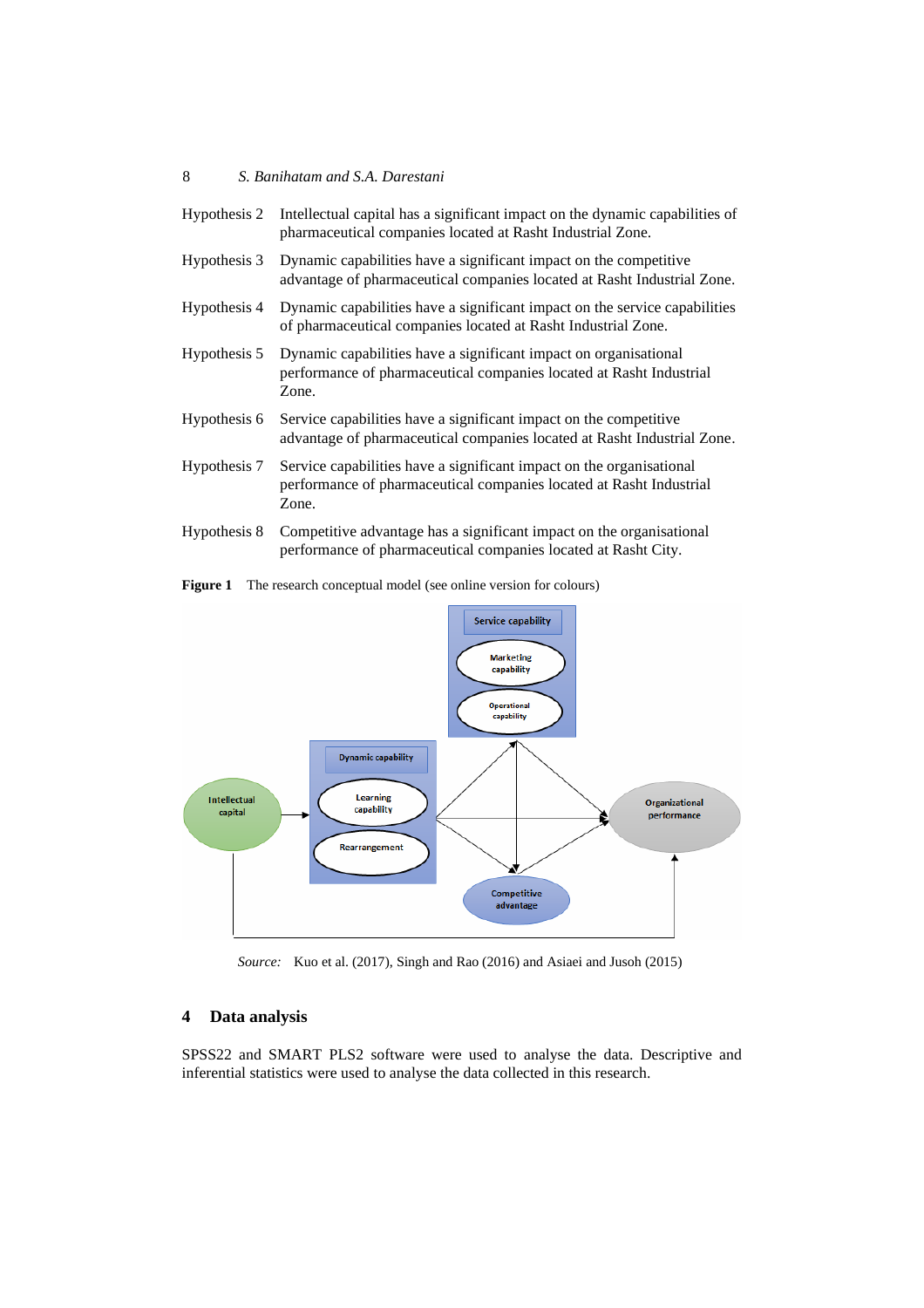Hypothesis 2 Intellectual capital has a significant impact on the dynamic capabilities of pharmaceutical companies located at Rasht Industrial Zone.

Hypothesis 3 Dynamic capabilities have a significant impact on the competitive advantage of pharmaceutical companies located at Rasht Industrial Zone.

Hypothesis 4 Dynamic capabilities have a significant impact on the service capabilities of pharmaceutical companies located at Rasht Industrial Zone.

Hypothesis 5 Dynamic capabilities have a significant impact on organisational performance of pharmaceutical companies located at Rasht Industrial Zone.

Hypothesis 6 Service capabilities have a significant impact on the competitive advantage of pharmaceutical companies located at Rasht Industrial Zone.

Hypothesis 7 Service capabilities have a significant impact on the organisational performance of pharmaceutical companies located at Rasht Industrial Zone.

Hypothesis 8 Competitive advantage has a significant impact on the organisational performance of pharmaceutical companies located at Rasht City.

**Figure 1** The research conceptual model (see online version for colours)

*Source:* Kuo et al. (2017), Singh and Rao (2016) and Asiaei and Jusoh (2015)

## 4 Data analysis

SPSS22 and SMART PLS2 software were used to analyse the data. Descriptive and inferential statistics were used to analyse the data collected in this research.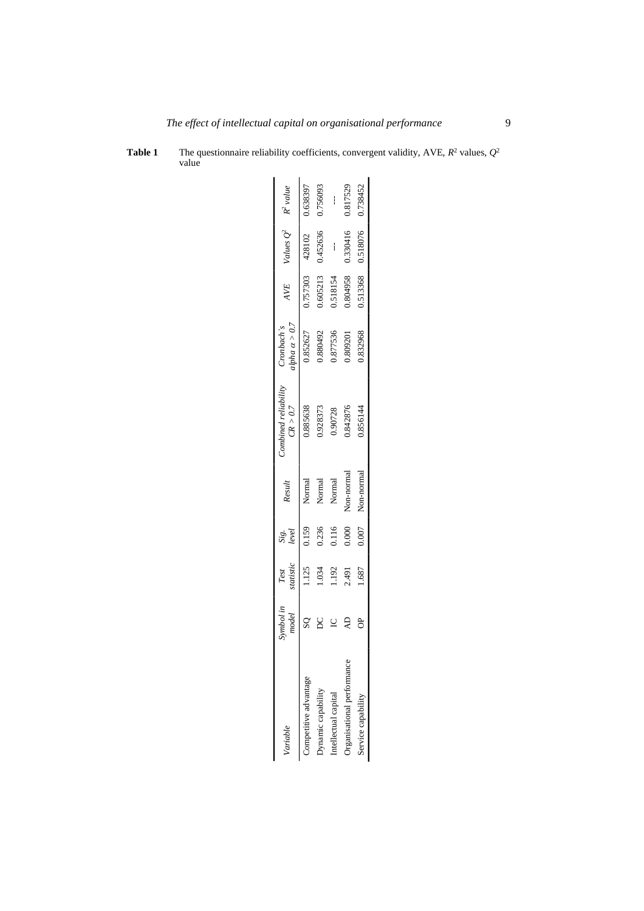**Table 1** The questionnaire reliability coefficients, convergent validity, AVE, $R^2$ values, $Q^2$ value

| *Variable* | *Symbol in model* | *Test statistic* | *Sig. level* | *Result* | *Combined reliability CR > 0.7* | *Cronbach's alpha α > 0.7* | *AVE* | *Values $Q^2$* | *$R^2$ value* |
|---|---|---|---|---|---|---|---|---|---|
| Competitive advantage | SQ | 1.125 | 0.159 | Normal | 0.885638 | 0.852627 | 0.757303 | 428102 | 0.638397 |
| Dynamic capability | DC | 1.034 | 0.236 | Normal | 0.928373 | 0.880492 | 0.605213 | 0.452636 | 0.756093 |
| Intellectual capital | IC | 1.192 | 0.116 | Normal | 0.90728 | 0.877536 | 0.518154 | --- | --- |
| Organisational performance | AD | 2.491 | 0.000 | Non-normal | 0.842876 | 0.809201 | 0.804958 | 0.330416 | 0.817529 |
| Service capability | OP | 1.687 | 0.007 | Non-normal | 0.856144 | 0.832968 | 0.513368 | 0.518076 | 0.738452 |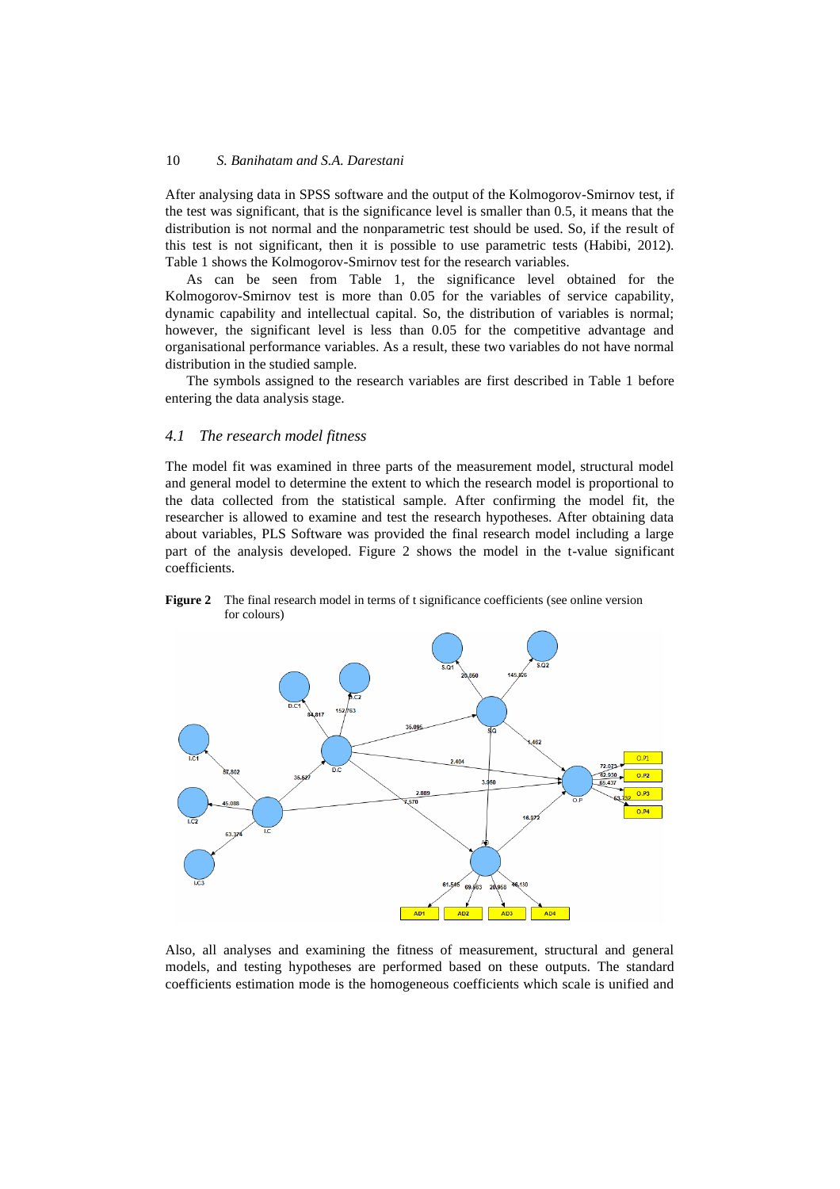After analysing data in SPSS software and the output of the Kolmogorov-Smirnov test, if the test was significant, that is the significance level is smaller than 0.5, it means that the distribution is not normal and the nonparametric test should be used. So, if the result of this test is not significant, then it is possible to use parametric tests (Habibi, 2012). Table 1 shows the Kolmogorov-Smirnov test for the research variables.

As can be seen from Table 1, the significance level obtained for the Kolmogorov-Smirnov test is more than 0.05 for the variables of service capability, dynamic capability and intellectual capital. So, the distribution of variables is normal; however, the significant level is less than 0.05 for the competitive advantage and organisational performance variables. As a result, these two variables do not have normal distribution in the studied sample.

The symbols assigned to the research variables are first described in Table 1 before entering the data analysis stage.

### 4.1 *The research model fitness*

The model fit was examined in three parts of the measurement model, structural model and general model to determine the extent to which the research model is proportional to the data collected from the statistical sample. After confirming the model fit, the researcher is allowed to examine and test the research hypotheses. After obtaining data about variables, PLS Software was provided the final research model including a large part of the analysis developed. Figure 2 shows the model in the t-value significant coefficients.

**Figure 2** The final research model in terms of t significance coefficients (see online version for colours)

Also, all analyses and examining the fitness of measurement, structural and general models, and testing hypotheses are performed based on these outputs. The standard coefficients estimation mode is the homogeneous coefficients which scale is unified and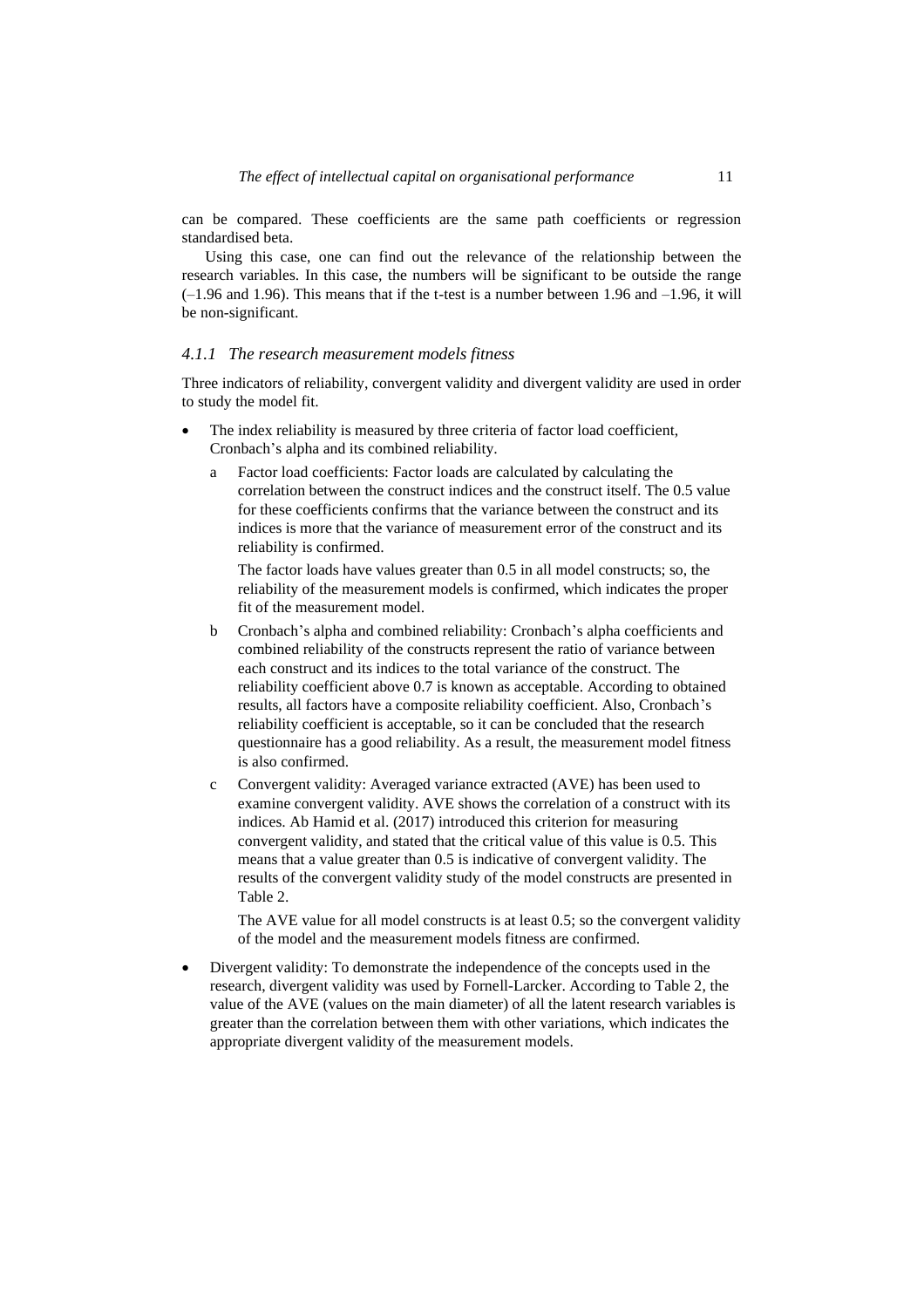can be compared. These coefficients are the same path coefficients or regression standardised beta.

Using this case, one can find out the relevance of the relationship between the research variables. In this case, the numbers will be significant to be outside the range (–1.96 and 1.96). This means that if the t-test is a number between 1.96 and –1.96, it will be non-significant.

### *4.1.1 The research measurement models fitness*

Three indicators of reliability, convergent validity and divergent validity are used in order to study the model fit.

- The index reliability is measured by three criteria of factor load coefficient, Cronbach's alpha and its combined reliability.

  a Factor load coefficients: Factor loads are calculated by calculating the correlation between the construct indices and the construct itself. The 0.5 value for these coefficients confirms that the variance between the construct and its indices is more that the variance of measurement error of the construct and its reliability is confirmed.

     The factor loads have values greater than 0.5 in all model constructs; so, the reliability of the measurement models is confirmed, which indicates the proper fit of the measurement model.

  b Cronbach's alpha and combined reliability: Cronbach's alpha coefficients and combined reliability of the constructs represent the ratio of variance between each construct and its indices to the total variance of the construct. The reliability coefficient above 0.7 is known as acceptable. According to obtained results, all factors have a composite reliability coefficient. Also, Cronbach's reliability coefficient is acceptable, so it can be concluded that the research questionnaire has a good reliability. As a result, the measurement model fitness is also confirmed.

  c Convergent validity: Averaged variance extracted (AVE) has been used to examine convergent validity. AVE shows the correlation of a construct with its indices. Ab Hamid et al. (2017) introduced this criterion for measuring convergent validity, and stated that the critical value of this value is 0.5. This means that a value greater than 0.5 is indicative of convergent validity. The results of the convergent validity study of the model constructs are presented in Table 2.

     The AVE value for all model constructs is at least 0.5; so the convergent validity of the model and the measurement models fitness are confirmed.

- Divergent validity: To demonstrate the independence of the concepts used in the research, divergent validity was used by Fornell-Larcker. According to Table 2, the value of the AVE (values on the main diameter) of all the latent research variables is greater than the correlation between them with other variations, which indicates the appropriate divergent validity of the measurement models.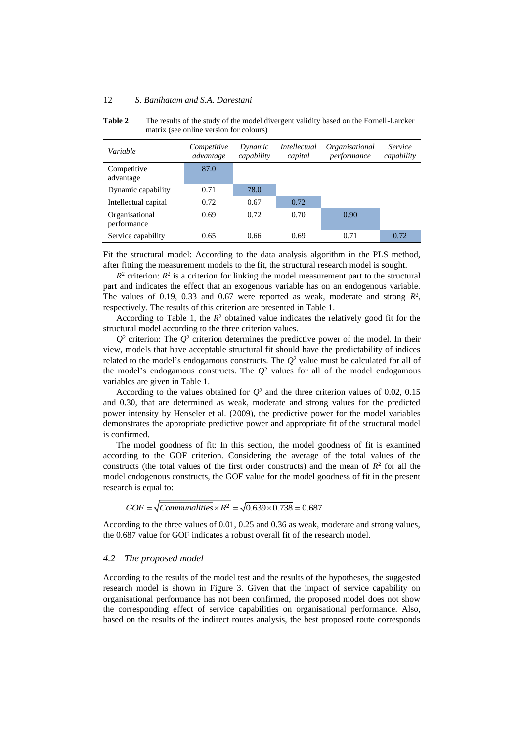**Table 2** The results of the study of the model divergent validity based on the Fornell-Larcker matrix (see online version for colours)

| *Variable* | *Competitive advantage* | *Dynamic capability* | *Intellectual capital* | *Organisational performance* | *Service capability* |
|---|---|---|---|---|---|
| Competitive advantage | 87.0 | | | | |
| Dynamic capability | 0.71 | 78.0 | | | |
| Intellectual capital | 0.72 | 0.67 | 0.72 | | |
| Organisational performance | 0.69 | 0.72 | 0.70 | 0.90 | |
| Service capability | 0.65 | 0.66 | 0.69 | 0.71 | 0.72 |

Fit the structural model: According to the data analysis algorithm in the PLS method, after fitting the measurement models to the fit, the structural research model is sought.

$R^2$ criterion: $R^2$ is a criterion for linking the model measurement part to the structural part and indicates the effect that an exogenous variable has on an endogenous variable. The values of 0.19, 0.33 and 0.67 were reported as weak, moderate and strong $R^2$, respectively. The results of this criterion are presented in Table 1.

According to Table 1, the $R^2$ obtained value indicates the relatively good fit for the structural model according to the three criterion values.

$Q^2$ criterion: The $Q^2$ criterion determines the predictive power of the model. In their view, models that have acceptable structural fit should have the predictability of indices related to the model's endogamous constructs. The $Q^2$ value must be calculated for all of the model's endogamous constructs. The $Q^2$ values for all of the model endogamous variables are given in Table 1.

According to the values obtained for $Q^2$ and the three criterion values of 0.02, 0.15 and 0.30, that are determined as weak, moderate and strong values for the predicted power intensity by Henseler et al. (2009), the predictive power for the model variables demonstrates the appropriate predictive power and appropriate fit of the structural model is confirmed.

The model goodness of fit: In this section, the model goodness of fit is examined according to the GOF criterion. Considering the average of the total values of the constructs (the total values of the first order constructs) and the mean of $R^2$ for all the model endogenous constructs, the GOF value for the model goodness of fit in the present research is equal to:

$$GOF = \sqrt{\overline{Communalities} \times \overline{R^2}} = \sqrt{0.639 \times 0.738} = 0.687$$

According to the three values of 0.01, 0.25 and 0.36 as weak, moderate and strong values, the 0.687 value for GOF indicates a robust overall fit of the research model.

### 4.2 The proposed model

According to the results of the model test and the results of the hypotheses, the suggested research model is shown in Figure 3. Given that the impact of service capability on organisational performance has not been confirmed, the proposed model does not show the corresponding effect of service capabilities on organisational performance. Also, based on the results of the indirect routes analysis, the best proposed route corresponds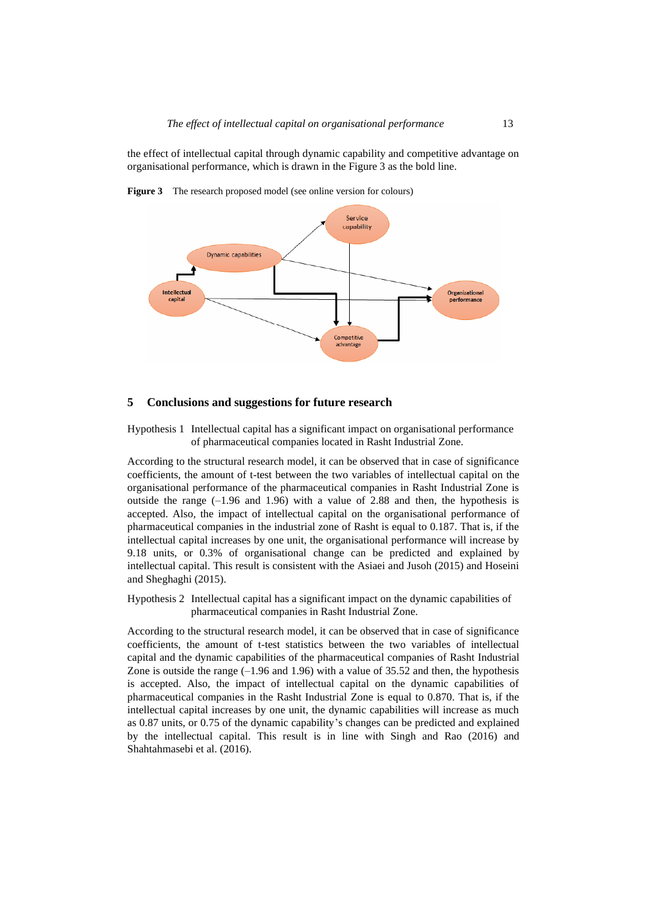the effect of intellectual capital through dynamic capability and competitive advantage on organisational performance, which is drawn in the Figure 3 as the bold line.

**Figure 3** The research proposed model (see online version for colours)

## 5 Conclusions and suggestions for future research

Hypothesis 1 Intellectual capital has a significant impact on organisational performance of pharmaceutical companies located in Rasht Industrial Zone.

According to the structural research model, it can be observed that in case of significance coefficients, the amount of t-test between the two variables of intellectual capital on the organisational performance of the pharmaceutical companies in Rasht Industrial Zone is outside the range (–1.96 and 1.96) with a value of 2.88 and then, the hypothesis is accepted. Also, the impact of intellectual capital on the organisational performance of pharmaceutical companies in the industrial zone of Rasht is equal to 0.187. That is, if the intellectual capital increases by one unit, the organisational performance will increase by 9.18 units, or 0.3% of organisational change can be predicted and explained by intellectual capital. This result is consistent with the Asiaei and Jusoh (2015) and Hoseini and Sheghaghi (2015).

Hypothesis 2 Intellectual capital has a significant impact on the dynamic capabilities of pharmaceutical companies in Rasht Industrial Zone.

According to the structural research model, it can be observed that in case of significance coefficients, the amount of t-test statistics between the two variables of intellectual capital and the dynamic capabilities of the pharmaceutical companies of Rasht Industrial Zone is outside the range (–1.96 and 1.96) with a value of 35.52 and then, the hypothesis is accepted. Also, the impact of intellectual capital on the dynamic capabilities of pharmaceutical companies in the Rasht Industrial Zone is equal to 0.870. That is, if the intellectual capital increases by one unit, the dynamic capabilities will increase as much as 0.87 units, or 0.75 of the dynamic capability's changes can be predicted and explained by the intellectual capital. This result is in line with Singh and Rao (2016) and Shahtahmasebi et al. (2016).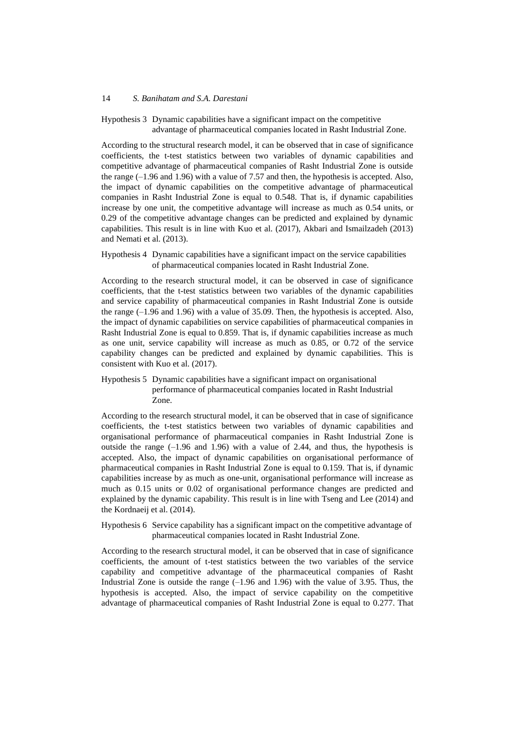Hypothesis 3 Dynamic capabilities have a significant impact on the competitive advantage of pharmaceutical companies located in Rasht Industrial Zone.

According to the structural research model, it can be observed that in case of significance coefficients, the t-test statistics between two variables of dynamic capabilities and competitive advantage of pharmaceutical companies of Rasht Industrial Zone is outside the range (–1.96 and 1.96) with a value of 7.57 and then, the hypothesis is accepted. Also, the impact of dynamic capabilities on the competitive advantage of pharmaceutical companies in Rasht Industrial Zone is equal to 0.548. That is, if dynamic capabilities increase by one unit, the competitive advantage will increase as much as 0.54 units, or 0.29 of the competitive advantage changes can be predicted and explained by dynamic capabilities. This result is in line with Kuo et al. (2017), Akbari and Ismailzadeh (2013) and Nemati et al. (2013).

Hypothesis 4 Dynamic capabilities have a significant impact on the service capabilities of pharmaceutical companies located in Rasht Industrial Zone.

According to the research structural model, it can be observed in case of significance coefficients, that the t-test statistics between two variables of the dynamic capabilities and service capability of pharmaceutical companies in Rasht Industrial Zone is outside the range (–1.96 and 1.96) with a value of 35.09. Then, the hypothesis is accepted. Also, the impact of dynamic capabilities on service capabilities of pharmaceutical companies in Rasht Industrial Zone is equal to 0.859. That is, if dynamic capabilities increase as much as one unit, service capability will increase as much as 0.85, or 0.72 of the service capability changes can be predicted and explained by dynamic capabilities. This is consistent with Kuo et al. (2017).

Hypothesis 5 Dynamic capabilities have a significant impact on organisational performance of pharmaceutical companies located in Rasht Industrial Zone.

According to the research structural model, it can be observed that in case of significance coefficients, the t-test statistics between two variables of dynamic capabilities and organisational performance of pharmaceutical companies in Rasht Industrial Zone is outside the range (–1.96 and 1.96) with a value of 2.44, and thus, the hypothesis is accepted. Also, the impact of dynamic capabilities on organisational performance of pharmaceutical companies in Rasht Industrial Zone is equal to 0.159. That is, if dynamic capabilities increase by as much as one-unit, organisational performance will increase as much as 0.15 units or 0.02 of organisational performance changes are predicted and explained by the dynamic capability. This result is in line with Tseng and Lee (2014) and the Kordnaeij et al. (2014).

Hypothesis 6 Service capability has a significant impact on the competitive advantage of pharmaceutical companies located in Rasht Industrial Zone.

According to the research structural model, it can be observed that in case of significance coefficients, the amount of t-test statistics between the two variables of the service capability and competitive advantage of the pharmaceutical companies of Rasht Industrial Zone is outside the range (–1.96 and 1.96) with the value of 3.95. Thus, the hypothesis is accepted. Also, the impact of service capability on the competitive advantage of pharmaceutical companies of Rasht Industrial Zone is equal to 0.277. That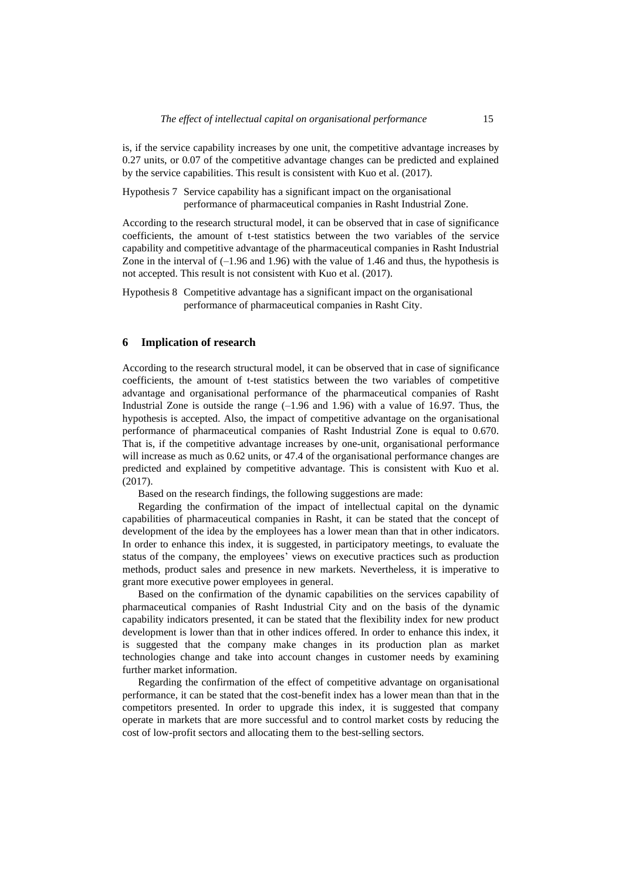is, if the service capability increases by one unit, the competitive advantage increases by 0.27 units, or 0.07 of the competitive advantage changes can be predicted and explained by the service capabilities. This result is consistent with Kuo et al. (2017).

Hypothesis 7 Service capability has a significant impact on the organisational performance of pharmaceutical companies in Rasht Industrial Zone.

According to the research structural model, it can be observed that in case of significance coefficients, the amount of t-test statistics between the two variables of the service capability and competitive advantage of the pharmaceutical companies in Rasht Industrial Zone in the interval of (–1.96 and 1.96) with the value of 1.46 and thus, the hypothesis is not accepted. This result is not consistent with Kuo et al. (2017).

Hypothesis 8 Competitive advantage has a significant impact on the organisational performance of pharmaceutical companies in Rasht City.

## 6 Implication of research

According to the research structural model, it can be observed that in case of significance coefficients, the amount of t-test statistics between the two variables of competitive advantage and organisational performance of the pharmaceutical companies of Rasht Industrial Zone is outside the range (–1.96 and 1.96) with a value of 16.97. Thus, the hypothesis is accepted. Also, the impact of competitive advantage on the organisational performance of pharmaceutical companies of Rasht Industrial Zone is equal to 0.670. That is, if the competitive advantage increases by one-unit, organisational performance will increase as much as 0.62 units, or 47.4 of the organisational performance changes are predicted and explained by competitive advantage. This is consistent with Kuo et al. (2017).

Based on the research findings, the following suggestions are made:

Regarding the confirmation of the impact of intellectual capital on the dynamic capabilities of pharmaceutical companies in Rasht, it can be stated that the concept of development of the idea by the employees has a lower mean than that in other indicators. In order to enhance this index, it is suggested, in participatory meetings, to evaluate the status of the company, the employees' views on executive practices such as production methods, product sales and presence in new markets. Nevertheless, it is imperative to grant more executive power employees in general.

Based on the confirmation of the dynamic capabilities on the services capability of pharmaceutical companies of Rasht Industrial City and on the basis of the dynamic capability indicators presented, it can be stated that the flexibility index for new product development is lower than that in other indices offered. In order to enhance this index, it is suggested that the company make changes in its production plan as market technologies change and take into account changes in customer needs by examining further market information.

Regarding the confirmation of the effect of competitive advantage on organisational performance, it can be stated that the cost-benefit index has a lower mean than that in the competitors presented. In order to upgrade this index, it is suggested that company operate in markets that are more successful and to control market costs by reducing the cost of low-profit sectors and allocating them to the best-selling sectors.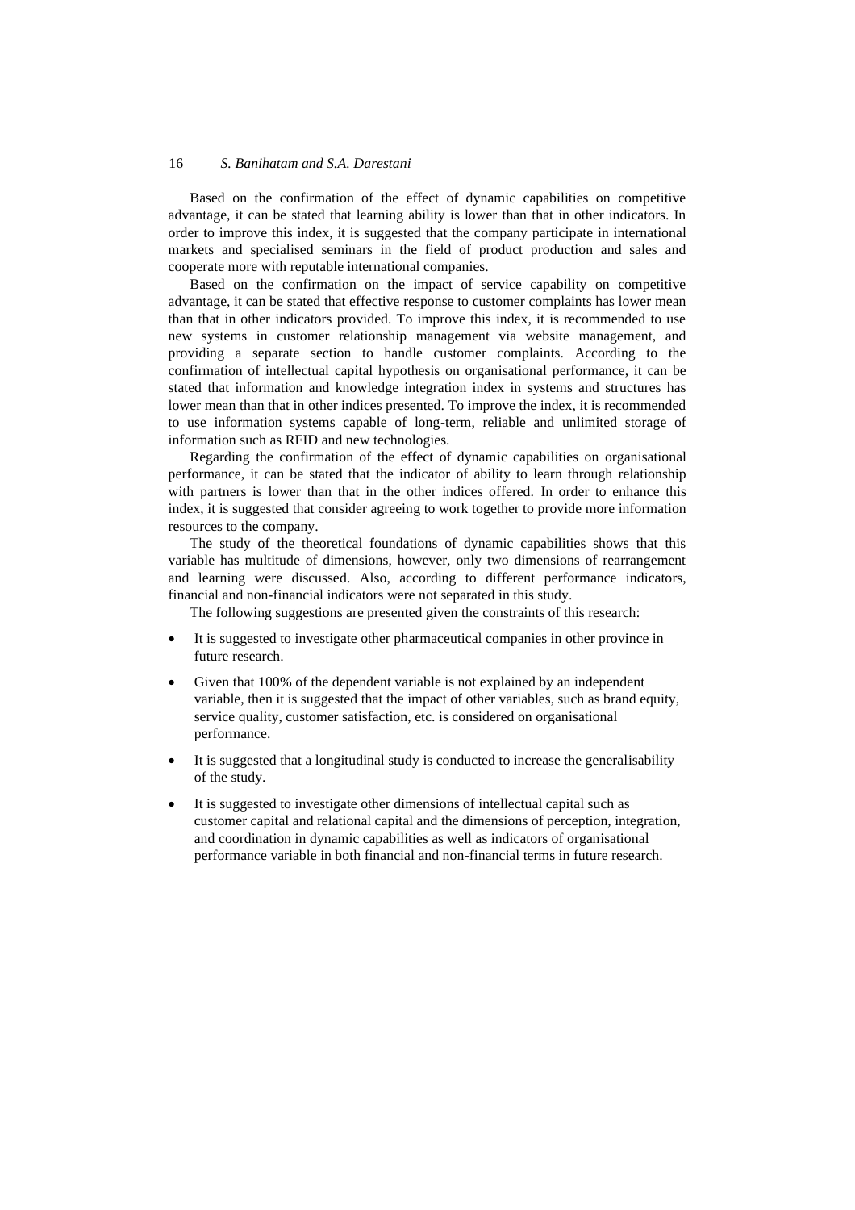Based on the confirmation of the effect of dynamic capabilities on competitive advantage, it can be stated that learning ability is lower than that in other indicators. In order to improve this index, it is suggested that the company participate in international markets and specialised seminars in the field of product production and sales and cooperate more with reputable international companies.

Based on the confirmation on the impact of service capability on competitive advantage, it can be stated that effective response to customer complaints has lower mean than that in other indicators provided. To improve this index, it is recommended to use new systems in customer relationship management via website management, and providing a separate section to handle customer complaints. According to the confirmation of intellectual capital hypothesis on organisational performance, it can be stated that information and knowledge integration index in systems and structures has lower mean than that in other indices presented. To improve the index, it is recommended to use information systems capable of long-term, reliable and unlimited storage of information such as RFID and new technologies.

Regarding the confirmation of the effect of dynamic capabilities on organisational performance, it can be stated that the indicator of ability to learn through relationship with partners is lower than that in the other indices offered. In order to enhance this index, it is suggested that consider agreeing to work together to provide more information resources to the company.

The study of the theoretical foundations of dynamic capabilities shows that this variable has multitude of dimensions, however, only two dimensions of rearrangement and learning were discussed. Also, according to different performance indicators, financial and non-financial indicators were not separated in this study.

The following suggestions are presented given the constraints of this research:

- It is suggested to investigate other pharmaceutical companies in other province in future research.
- Given that 100% of the dependent variable is not explained by an independent variable, then it is suggested that the impact of other variables, such as brand equity, service quality, customer satisfaction, etc. is considered on organisational performance.
- It is suggested that a longitudinal study is conducted to increase the generalisability of the study.
- It is suggested to investigate other dimensions of intellectual capital such as customer capital and relational capital and the dimensions of perception, integration, and coordination in dynamic capabilities as well as indicators of organisational performance variable in both financial and non-financial terms in future research.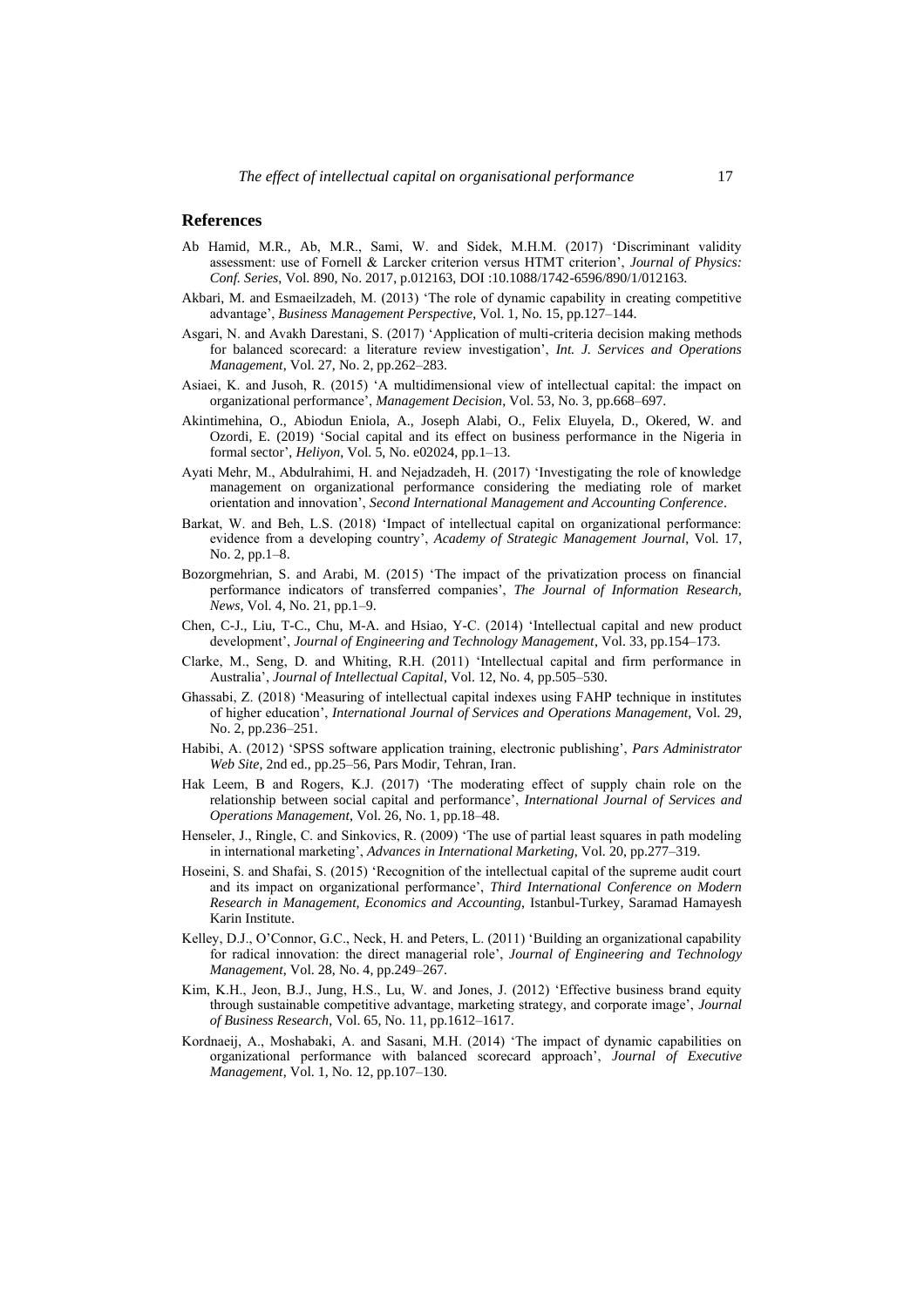## References

Ab Hamid, M.R., Ab, M.R., Sami, W. and Sidek, M.H.M. (2017) 'Discriminant validity assessment: use of Fornell & Larcker criterion versus HTMT criterion', *Journal of Physics: Conf. Series*, Vol. 890, No. 2017, p.012163, DOI :10.1088/1742-6596/890/1/012163.

Akbari, M. and Esmaeilzadeh, M. (2013) 'The role of dynamic capability in creating competitive advantage', *Business Management Perspective*, Vol. 1, No. 15, pp.127–144.

Asgari, N. and Avakh Darestani, S. (2017) 'Application of multi-criteria decision making methods for balanced scorecard: a literature review investigation', *Int. J. Services and Operations Management*, Vol. 27, No. 2, pp.262–283.

Asiaei, K. and Jusoh, R. (2015) 'A multidimensional view of intellectual capital: the impact on organizational performance', *Management Decision*, Vol. 53, No. 3, pp.668–697.

Akintimehina, O., Abiodun Eniola, A., Joseph Alabi, O., Felix Eluyela, D., Okered, W. and Ozordi, E. (2019) 'Social capital and its effect on business performance in the Nigeria in formal sector', *Heliyon*, Vol. 5, No. e02024, pp.1–13.

Ayati Mehr, M., Abdulrahimi, H. and Nejadzadeh, H. (2017) 'Investigating the role of knowledge management on organizational performance considering the mediating role of market orientation and innovation', *Second International Management and Accounting Conference*.

Barkat, W. and Beh, L.S. (2018) 'Impact of intellectual capital on organizational performance: evidence from a developing country', *Academy of Strategic Management Journal*, Vol. 17, No. 2, pp.1–8.

Bozorgmehrian, S. and Arabi, M. (2015) 'The impact of the privatization process on financial performance indicators of transferred companies', *The Journal of Information Research, News*, Vol. 4, No. 21, pp.1–9.

Chen, C-J., Liu, T-C., Chu, M-A. and Hsiao, Y-C. (2014) 'Intellectual capital and new product development', *Journal of Engineering and Technology Management*, Vol. 33, pp.154–173.

Clarke, M., Seng, D. and Whiting, R.H. (2011) 'Intellectual capital and firm performance in Australia', *Journal of Intellectual Capital*, Vol. 12, No. 4, pp.505–530.

Ghassabi, Z. (2018) 'Measuring of intellectual capital indexes using FAHP technique in institutes of higher education', *International Journal of Services and Operations Management*, Vol. 29, No. 2, pp.236–251.

Habibi, A. (2012) 'SPSS software application training, electronic publishing', *Pars Administrator Web Site*, 2nd ed., pp.25–56, Pars Modir, Tehran, Iran.

Hak Leem, B and Rogers, K.J. (2017) 'The moderating effect of supply chain role on the relationship between social capital and performance', *International Journal of Services and Operations Management*, Vol. 26, No. 1, pp.18–48.

Henseler, J., Ringle, C. and Sinkovics, R. (2009) 'The use of partial least squares in path modeling in international marketing', *Advances in International Marketing*, Vol. 20, pp.277–319.

Hoseini, S. and Shafai, S. (2015) 'Recognition of the intellectual capital of the supreme audit court and its impact on organizational performance', *Third International Conference on Modern Research in Management, Economics and Accounting*, Istanbul-Turkey, Saramad Hamayesh Karin Institute.

Kelley, D.J., O'Connor, G.C., Neck, H. and Peters, L. (2011) 'Building an organizational capability for radical innovation: the direct managerial role', *Journal of Engineering and Technology Management*, Vol. 28, No. 4, pp.249–267.

Kim, K.H., Jeon, B.J., Jung, H.S., Lu, W. and Jones, J. (2012) 'Effective business brand equity through sustainable competitive advantage, marketing strategy, and corporate image', *Journal of Business Research*, Vol. 65, No. 11, pp.1612–1617.

Kordnaeij, A., Moshabaki, A. and Sasani, M.H. (2014) 'The impact of dynamic capabilities on organizational performance with balanced scorecard approach', *Journal of Executive Management*, Vol. 1, No. 12, pp.107–130.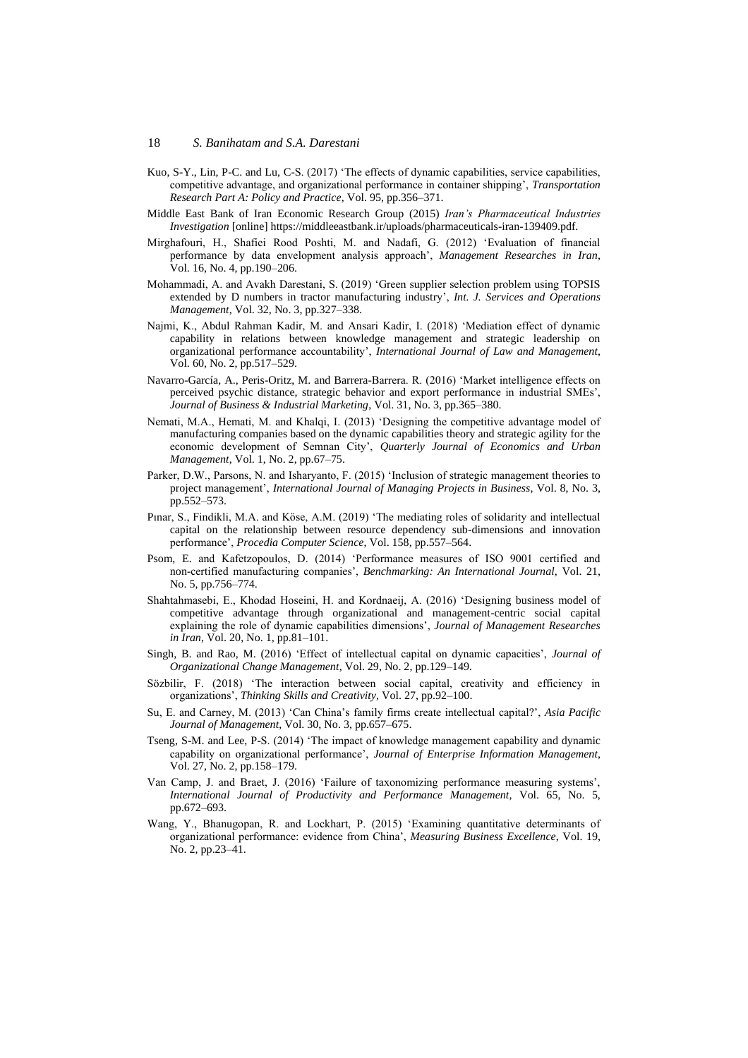Kuo, S-Y., Lin, P-C. and Lu, C-S. (2017) 'The effects of dynamic capabilities, service capabilities, competitive advantage, and organizational performance in container shipping', *Transportation Research Part A: Policy and Practice*, Vol. 95, pp.356–371.

Middle East Bank of Iran Economic Research Group (2015) *Iran's Pharmaceutical Industries Investigation* [online] https://middleeastbank.ir/uploads/pharmaceuticals-iran-139409.pdf.

Mirghafouri, H., Shafiei Rood Poshti, M. and Nadafi, G. (2012) 'Evaluation of financial performance by data envelopment analysis approach', *Management Researches in Iran*, Vol. 16, No. 4, pp.190–206.

Mohammadi, A. and Avakh Darestani, S. (2019) 'Green supplier selection problem using TOPSIS extended by D numbers in tractor manufacturing industry', *Int. J. Services and Operations Management*, Vol. 32, No. 3, pp.327–338.

Najmi, K., Abdul Rahman Kadir, M. and Ansari Kadir, I. (2018) 'Mediation effect of dynamic capability in relations between knowledge management and strategic leadership on organizational performance accountability', *International Journal of Law and Management*, Vol. 60, No. 2, pp.517–529.

Navarro-García, A., Peris-Oritz, M. and Barrera-Barrera. R. (2016) 'Market intelligence effects on perceived psychic distance, strategic behavior and export performance in industrial SMEs', *Journal of Business & Industrial Marketing*, Vol. 31, No. 3, pp.365–380.

Nemati, M.A., Hemati, M. and Khalqi, I. (2013) 'Designing the competitive advantage model of manufacturing companies based on the dynamic capabilities theory and strategic agility for the economic development of Semnan City', *Quarterly Journal of Economics and Urban Management*, Vol. 1, No. 2, pp.67–75.

Parker, D.W., Parsons, N. and Isharyanto, F. (2015) 'Inclusion of strategic management theories to project management', *International Journal of Managing Projects in Business*, Vol. 8, No. 3, pp.552–573.

Pınar, S., Findikli, M.A. and Köse, A.M. (2019) 'The mediating roles of solidarity and intellectual capital on the relationship between resource dependency sub-dimensions and innovation performance', *Procedia Computer Science*, Vol. 158, pp.557–564.

Psom, E. and Kafetzopoulos, D. (2014) 'Performance measures of ISO 9001 certified and non-certified manufacturing companies', *Benchmarking: An International Journal*, Vol. 21, No. 5, pp.756–774.

Shahtahmasebi, E., Khodad Hoseini, H. and Kordnaeij, A. (2016) 'Designing business model of competitive advantage through organizational and management-centric social capital explaining the role of dynamic capabilities dimensions', *Journal of Management Researches in Iran*, Vol. 20, No. 1, pp.81–101.

Singh, B. and Rao, M. (2016) 'Effect of intellectual capital on dynamic capacities', *Journal of Organizational Change Management*, Vol. 29, No. 2, pp.129–149.

Sözbilir, F. (2018) 'The interaction between social capital, creativity and efficiency in organizations', *Thinking Skills and Creativity*, Vol. 27, pp.92–100.

Su, E. and Carney, M. (2013) 'Can China's family firms create intellectual capital?', *Asia Pacific Journal of Management*, Vol. 30, No. 3, pp.657–675.

Tseng, S-M. and Lee, P-S. (2014) 'The impact of knowledge management capability and dynamic capability on organizational performance', *Journal of Enterprise Information Management*, Vol. 27, No. 2, pp.158–179.

Van Camp, J. and Braet, J. (2016) 'Failure of taxonomizing performance measuring systems', *International Journal of Productivity and Performance Management*, Vol. 65, No. 5, pp.672–693.

Wang, Y., Bhanugopan, R. and Lockhart, P. (2015) 'Examining quantitative determinants of organizational performance: evidence from China', *Measuring Business Excellence*, Vol. 19, No. 2, pp.23–41.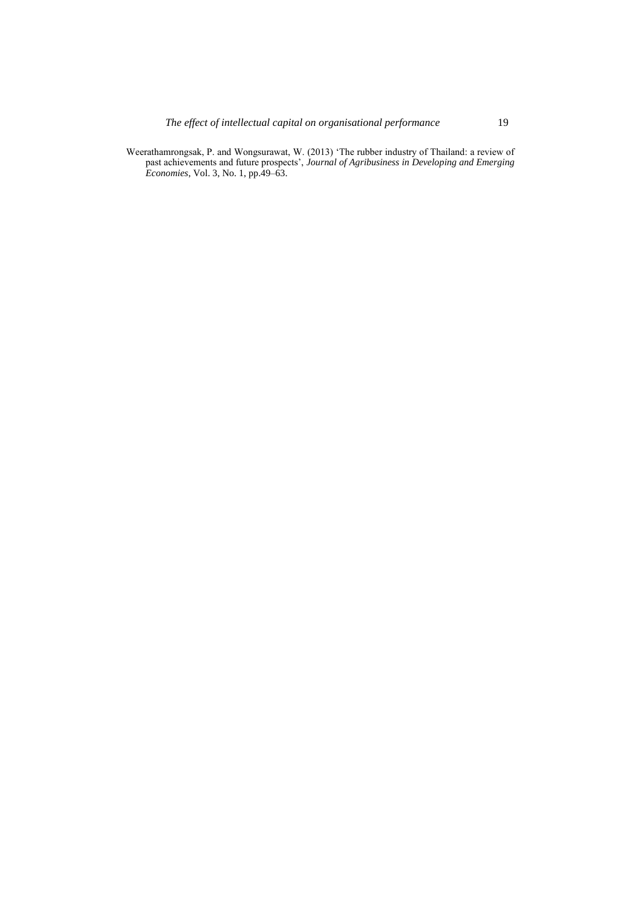Weerathamrongsak, P. and Wongsurawat, W. (2013) 'The rubber industry of Thailand: a review of past achievements and future prospects', *Journal of Agribusiness in Developing and Emerging Economies*, Vol. 3, No. 1, pp.49–63.